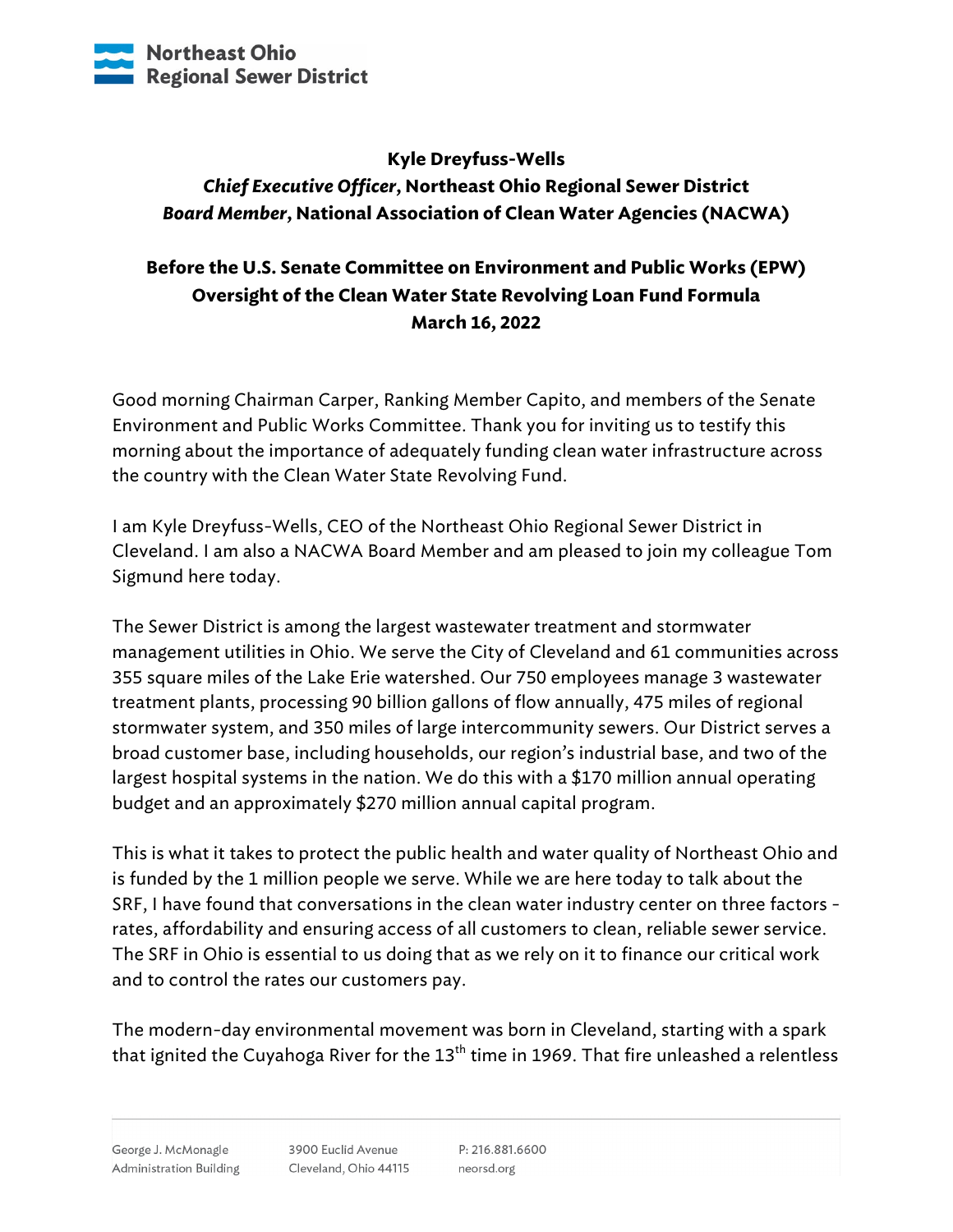**Kyle Dreyfuss-Wells**
***Chief Executive Officer*, Northeast Ohio Regional Sewer District**
***Board Member*, National Association of Clean Water Agencies (NACWA)**

**Before the U.S. Senate Committee on Environment and Public Works (EPW)**
**Oversight of the Clean Water State Revolving Loan Fund Formula**
**March 16, 2022**

Good morning Chairman Carper, Ranking Member Capito, and members of the Senate Environment and Public Works Committee. Thank you for inviting us to testify this morning about the importance of adequately funding clean water infrastructure across the country with the Clean Water State Revolving Fund.

I am Kyle Dreyfuss-Wells, CEO of the Northeast Ohio Regional Sewer District in Cleveland. I am also a NACWA Board Member and am pleased to join my colleague Tom Sigmund here today.

The Sewer District is among the largest wastewater treatment and stormwater management utilities in Ohio. We serve the City of Cleveland and 61 communities across 355 square miles of the Lake Erie watershed. Our 750 employees manage 3 wastewater treatment plants, processing 90 billion gallons of flow annually, 475 miles of regional stormwater system, and 350 miles of large intercommunity sewers. Our District serves a broad customer base, including households, our region's industrial base, and two of the largest hospital systems in the nation. We do this with a $170 million annual operating budget and an approximately $270 million annual capital program.

This is what it takes to protect the public health and water quality of Northeast Ohio and is funded by the 1 million people we serve. While we are here today to talk about the SRF, I have found that conversations in the clean water industry center on three factors - rates, affordability and ensuring access of all customers to clean, reliable sewer service. The SRF in Ohio is essential to us doing that as we rely on it to finance our critical work and to control the rates our customers pay.

The modern-day environmental movement was born in Cleveland, starting with a spark that ignited the Cuyahoga River for the 13th time in 1969. That fire unleashed a relentless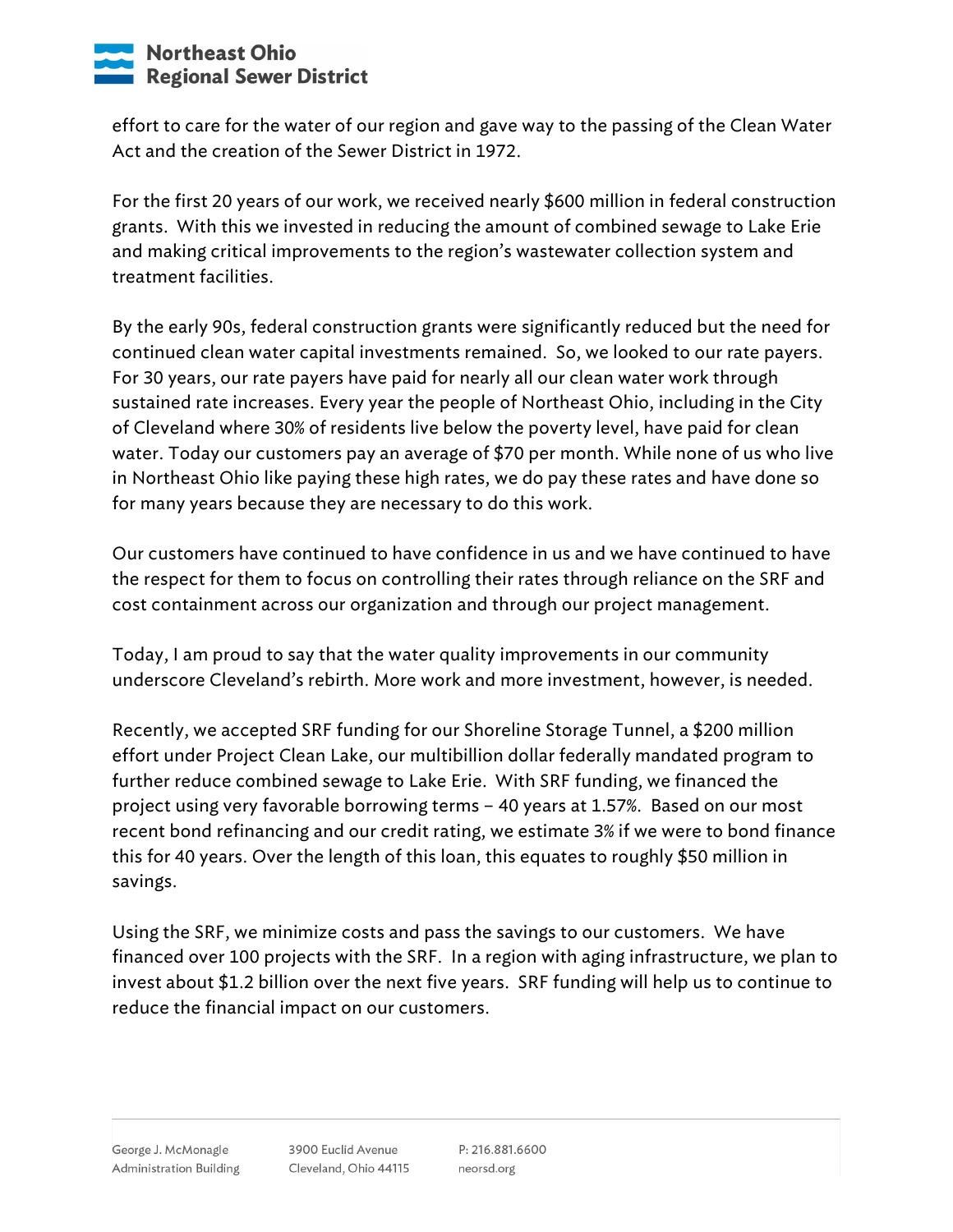effort to care for the water of our region and gave way to the passing of the Clean Water Act and the creation of the Sewer District in 1972.

For the first 20 years of our work, we received nearly $600 million in federal construction grants. With this we invested in reducing the amount of combined sewage to Lake Erie and making critical improvements to the region's wastewater collection system and treatment facilities.

By the early 90s, federal construction grants were significantly reduced but the need for continued clean water capital investments remained. So, we looked to our rate payers. For 30 years, our rate payers have paid for nearly all our clean water work through sustained rate increases. Every year the people of Northeast Ohio, including in the City of Cleveland where 30% of residents live below the poverty level, have paid for clean water. Today our customers pay an average of $70 per month. While none of us who live in Northeast Ohio like paying these high rates, we do pay these rates and have done so for many years because they are necessary to do this work.

Our customers have continued to have confidence in us and we have continued to have the respect for them to focus on controlling their rates through reliance on the SRF and cost containment across our organization and through our project management.

Today, I am proud to say that the water quality improvements in our community underscore Cleveland's rebirth. More work and more investment, however, is needed.

Recently, we accepted SRF funding for our Shoreline Storage Tunnel, a $200 million effort under Project Clean Lake, our multibillion dollar federally mandated program to further reduce combined sewage to Lake Erie. With SRF funding, we financed the project using very favorable borrowing terms – 40 years at 1.57%. Based on our most recent bond refinancing and our credit rating, we estimate 3% if we were to bond finance this for 40 years. Over the length of this loan, this equates to roughly $50 million in savings.

Using the SRF, we minimize costs and pass the savings to our customers. We have financed over 100 projects with the SRF. In a region with aging infrastructure, we plan to invest about $1.2 billion over the next five years. SRF funding will help us to continue to reduce the financial impact on our customers.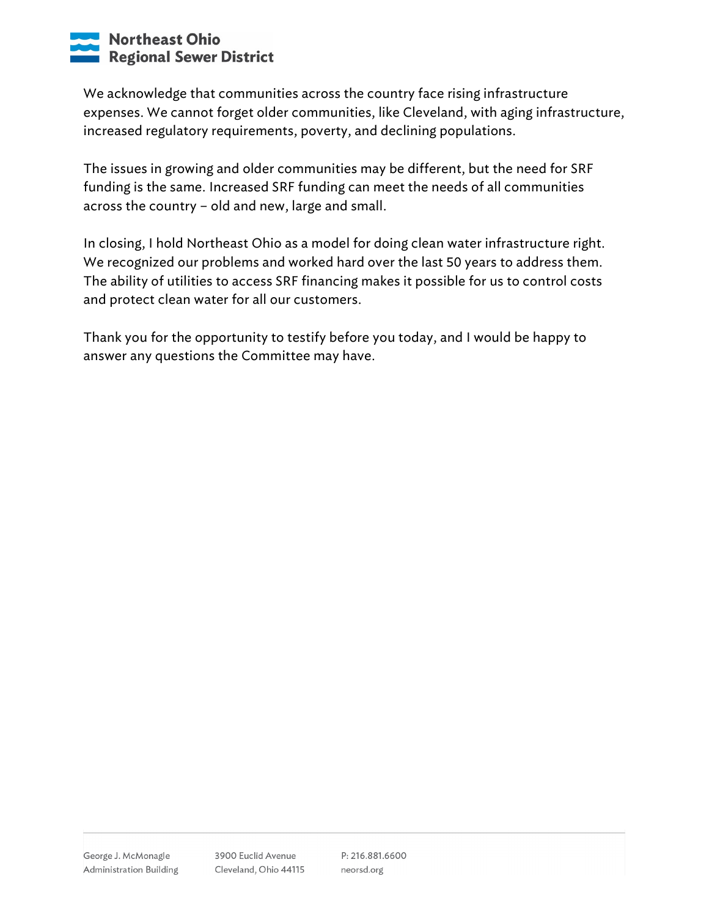We acknowledge that communities across the country face rising infrastructure expenses. We cannot forget older communities, like Cleveland, with aging infrastructure, increased regulatory requirements, poverty, and declining populations.

The issues in growing and older communities may be different, but the need for SRF funding is the same. Increased SRF funding can meet the needs of all communities across the country – old and new, large and small.

In closing, I hold Northeast Ohio as a model for doing clean water infrastructure right. We recognized our problems and worked hard over the last 50 years to address them. The ability of utilities to access SRF financing makes it possible for us to control costs and protect clean water for all our customers.

Thank you for the opportunity to testify before you today, and I would be happy to answer any questions the Committee may have.